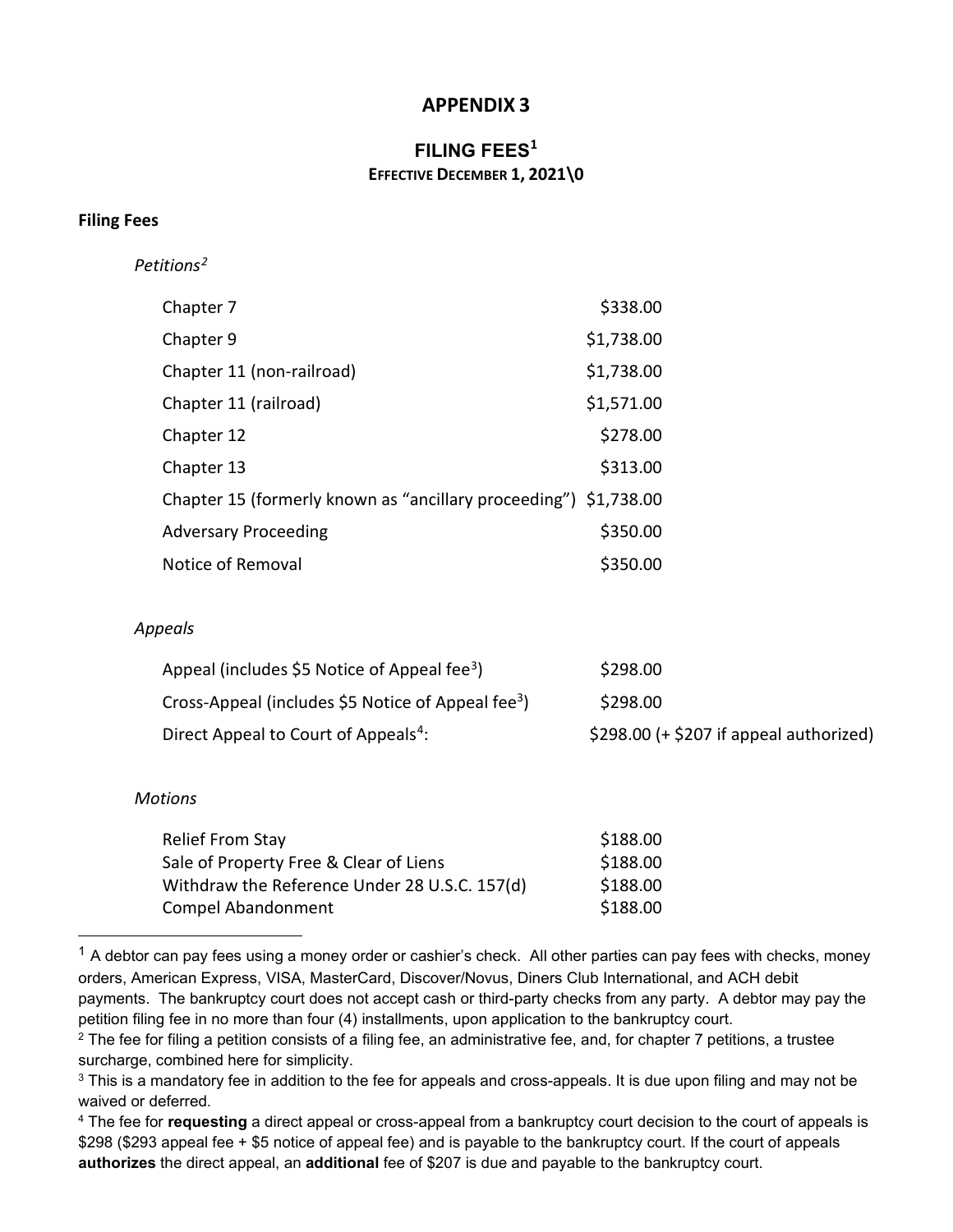# APPENDIX 3

## FILING FEES[1]

### EFFECTIVE DECEMBER 1, 2021\0

**Filing Fees**

*Petitions[2]*

| | |
|---|---|
| Chapter 7 | $338.00 |
| Chapter 9 | $1,738.00 |
| Chapter 11 (non-railroad) | $1,738.00 |
| Chapter 11 (railroad) | $1,571.00 |
| Chapter 12 | $278.00 |
| Chapter 13 | $313.00 |
| Chapter 15 (formerly known as "ancillary proceeding") | $1,738.00 |
| Adversary Proceeding | $350.00 |
| Notice of Removal | $350.00 |

*Appeals*

| | |
|---|---|
| Appeal (includes $5 Notice of Appeal fee[3]) | $298.00 |
| Cross-Appeal (includes $5 Notice of Appeal fee[3]) | $298.00 |
| Direct Appeal to Court of Appeals[4]: | $298.00 (+ $207 if appeal authorized) |

*Motions*

| | |
|---|---|
| Relief From Stay | $188.00 |
| Sale of Property Free & Clear of Liens | $188.00 |
| Withdraw the Reference Under 28 U.S.C. 157(d) | $188.00 |
| Compel Abandonment | $188.00 |

---

[1] A debtor can pay fees using a money order or cashier's check. All other parties can pay fees with checks, money orders, American Express, VISA, MasterCard, Discover/Novus, Diners Club International, and ACH debit payments. The bankruptcy court does not accept cash or third-party checks from any party. A debtor may pay the petition filing fee in no more than four (4) installments, upon application to the bankruptcy court.

[2] The fee for filing a petition consists of a filing fee, an administrative fee, and, for chapter 7 petitions, a trustee surcharge, combined here for simplicity.

[3] This is a mandatory fee in addition to the fee for appeals and cross-appeals. It is due upon filing and may not be waived or deferred.

[4] The fee for **requesting** a direct appeal or cross-appeal from a bankruptcy court decision to the court of appeals is $298 ($293 appeal fee + $5 notice of appeal fee) and is payable to the bankruptcy court. If the court of appeals **authorizes** the direct appeal, an **additional** fee of $207 is due and payable to the bankruptcy court.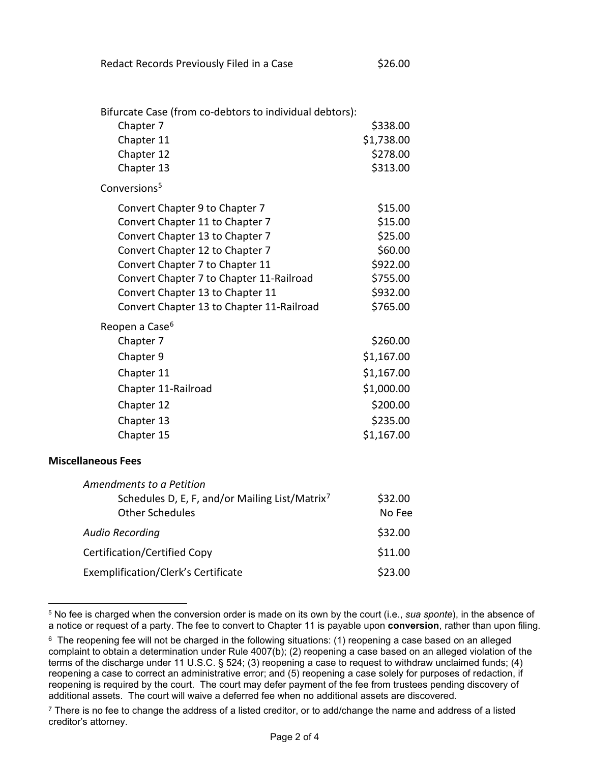Redact Records Previously Filed in a Case $26.00

Bifurcate Case (from co-debtors to individual debtors):

| | |
|---|---|
| Chapter 7 | $338.00 |
| Chapter 11 | $1,738.00 |
| Chapter 12 | $278.00 |
| Chapter 13 | $313.00 |

Conversions[5]

| | |
|---|---|
| Convert Chapter 9 to Chapter 7 | $15.00 |
| Convert Chapter 11 to Chapter 7 | $15.00 |
| Convert Chapter 13 to Chapter 7 | $25.00 |
| Convert Chapter 12 to Chapter 7 | $60.00 |
| Convert Chapter 7 to Chapter 11 | $922.00 |
| Convert Chapter 7 to Chapter 11-Railroad | $755.00 |
| Convert Chapter 13 to Chapter 11 | $932.00 |
| Convert Chapter 13 to Chapter 11-Railroad | $765.00 |

Reopen a Case[6]

| | |
|---|---|
| Chapter 7 | $260.00 |
| Chapter 9 | $1,167.00 |
| Chapter 11 | $1,167.00 |
| Chapter 11-Railroad | $1,000.00 |
| Chapter 12 | $200.00 |
| Chapter 13 | $235.00 |
| Chapter 15 | $1,167.00 |

**Miscellaneous Fees**

*Amendments to a Petition*

| | |
|---|---|
| Schedules D, E, F, and/or Mailing List/Matrix[7] | $32.00 |
| Other Schedules | No Fee |

| | |
|---|---|
| *Audio Recording* | $32.00 |
| Certification/Certified Copy | $11.00 |
| Exemplification/Clerk's Certificate | $23.00 |

[5] No fee is charged when the conversion order is made on its own by the court (i.e., *sua sponte*), in the absence of a notice or request of a party. The fee to convert to Chapter 11 is payable upon **conversion**, rather than upon filing.

[6] The reopening fee will not be charged in the following situations: (1) reopening a case based on an alleged complaint to obtain a determination under Rule 4007(b); (2) reopening a case based on an alleged violation of the terms of the discharge under 11 U.S.C. § 524; (3) reopening a case to request to withdraw unclaimed funds; (4) reopening a case to correct an administrative error; and (5) reopening a case solely for purposes of redaction, if reopening is required by the court. The court may defer payment of the fee from trustees pending discovery of additional assets. The court will waive a deferred fee when no additional assets are discovered.

[7] There is no fee to change the address of a listed creditor, or to add/change the name and address of a listed creditor's attorney.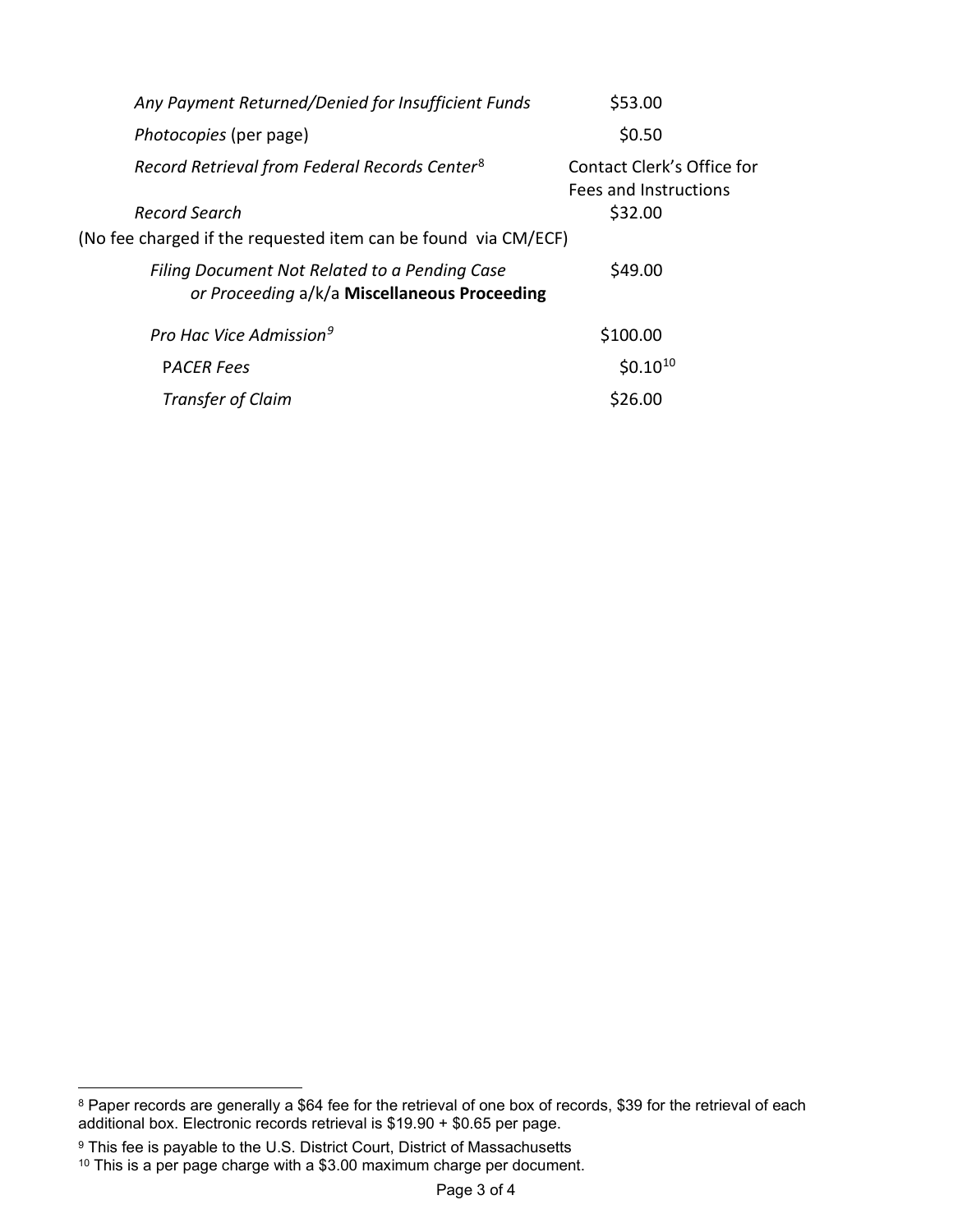| | |
|---|---|
| *Any Payment Returned/Denied for Insufficient Funds* | $53.00 |
| *Photocopies* (per page) | $0.50 |
| *Record Retrieval from Federal Records Center*[8] | Contact Clerk's Office for Fees and Instructions |
| *Record Search* (No fee charged if the requested item can be found via CM/ECF) | $32.00 |
| *Filing Document Not Related to a Pending Case or Proceeding* a/k/a **Miscellaneous Proceeding** | $49.00 |
| *Pro Hac Vice Admission*[9] | $100.00 |
| *PACER Fees* | $0.10[10] |
| *Transfer of Claim* | $26.00 |

[8] Paper records are generally a $64 fee for the retrieval of one box of records, $39 for the retrieval of each additional box. Electronic records retrieval is $19.90 + $0.65 per page.

[9] This fee is payable to the U.S. District Court, District of Massachusetts

[10] This is a per page charge with a $3.00 maximum charge per document.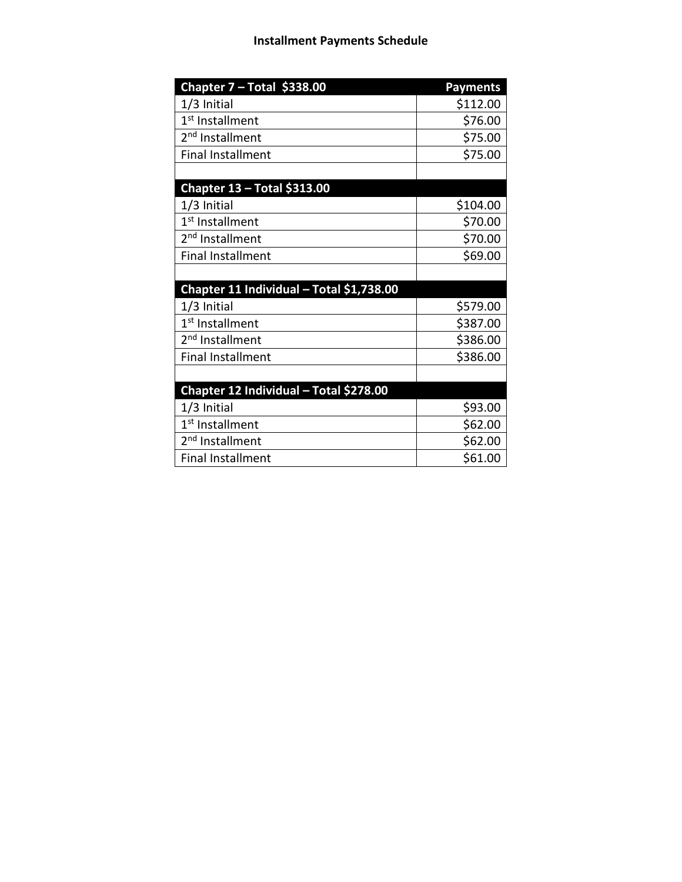**Installment Payments Schedule**

| Chapter 7 – Total $338.00 | Payments |
|---|---:|
| 1/3 Initial | $112.00 |
| 1st Installment | $76.00 |
| 2nd Installment | $75.00 |
| Final Installment | $75.00 |
| | |
| **Chapter 13 – Total $313.00** | |
| 1/3 Initial | $104.00 |
| 1st Installment | $70.00 |
| 2nd Installment | $70.00 |
| Final Installment | $69.00 |
| | |
| **Chapter 11 Individual – Total $1,738.00** | |
| 1/3 Initial | $579.00 |
| 1st Installment | $387.00 |
| 2nd Installment | $386.00 |
| Final Installment | $386.00 |
| | |
| **Chapter 12 Individual – Total $278.00** | |
| 1/3 Initial | $93.00 |
| 1st Installment | $62.00 |
| 2nd Installment | $62.00 |
| Final Installment | $61.00 |